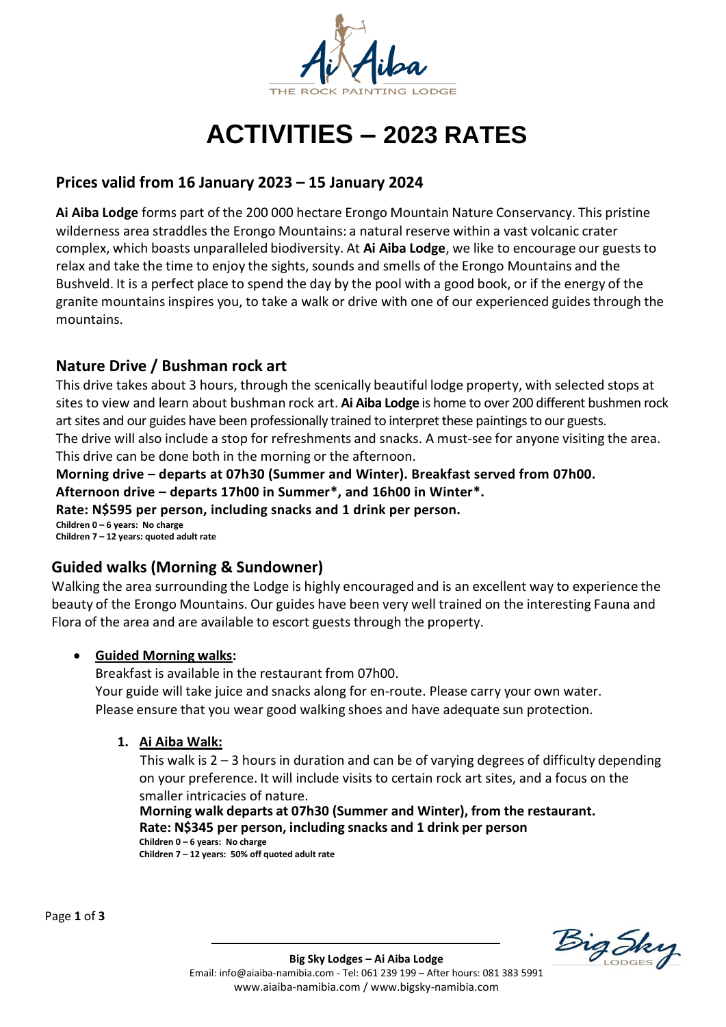# ACTIVITIES – 2023 RATES

## Prices valid from 16 January 2023 – 15 January 2024

**Ai Aiba Lodge** forms part of the 200 000 hectare Erongo Mountain Nature Conservancy. This pristine wilderness area straddles the Erongo Mountains: a natural reserve within a vast volcanic crater complex, which boasts unparalleled biodiversity. At **Ai Aiba Lodge**, we like to encourage our guests to relax and take the time to enjoy the sights, sounds and smells of the Erongo Mountains and the Bushveld. It is a perfect place to spend the day by the pool with a good book, or if the energy of the granite mountains inspires you, to take a walk or drive with one of our experienced guides through the mountains.

## Nature Drive / Bushman rock art

This drive takes about 3 hours, through the scenically beautiful lodge property, with selected stops at sites to view and learn about bushman rock art. **Ai Aiba Lodge** is home to over 200 different bushmen rock art sites and our guides have been professionally trained to interpret these paintings to our guests.
The drive will also include a stop for refreshments and snacks. A must-see for anyone visiting the area. This drive can be done both in the morning or the afternoon.

**Morning drive – departs at 07h30 (Summer and Winter). Breakfast served from 07h00.**
**Afternoon drive – departs 17h00 in Summer*, and 16h00 in Winter*.**
**Rate: N$595 per person, including snacks and 1 drink per person.**
**Children 0 – 6 years: No charge**
**Children 7 – 12 years: quoted adult rate**

## Guided walks (Morning & Sundowner)

Walking the area surrounding the Lodge is highly encouraged and is an excellent way to experience the beauty of the Erongo Mountains. Our guides have been very well trained on the interesting Fauna and Flora of the area and are available to escort guests through the property.

- **Guided Morning walks:**
  Breakfast is available in the restaurant from 07h00.
  Your guide will take juice and snacks along for en-route. Please carry your own water.
  Please ensure that you wear good walking shoes and have adequate sun protection.

  1. **Ai Aiba Walk:**
     This walk is 2 – 3 hours in duration and can be of varying degrees of difficulty depending on your preference. It will include visits to certain rock art sites, and a focus on the smaller intricacies of nature.
     **Morning walk departs at 07h30 (Summer and Winter), from the restaurant.**
     **Rate: N$345 per person, including snacks and 1 drink per person**
     **Children 0 – 6 years: No charge**
     **Children 7 – 12 years: 50% off quoted adult rate**

**Big Sky Lodges – Ai Aiba Lodge**
Email: info@aiaiba-namibia.com - Tel: 061 239 199 – After hours: 081 383 5991
www.aiaiba-namibia.com / www.bigsky-namibia.com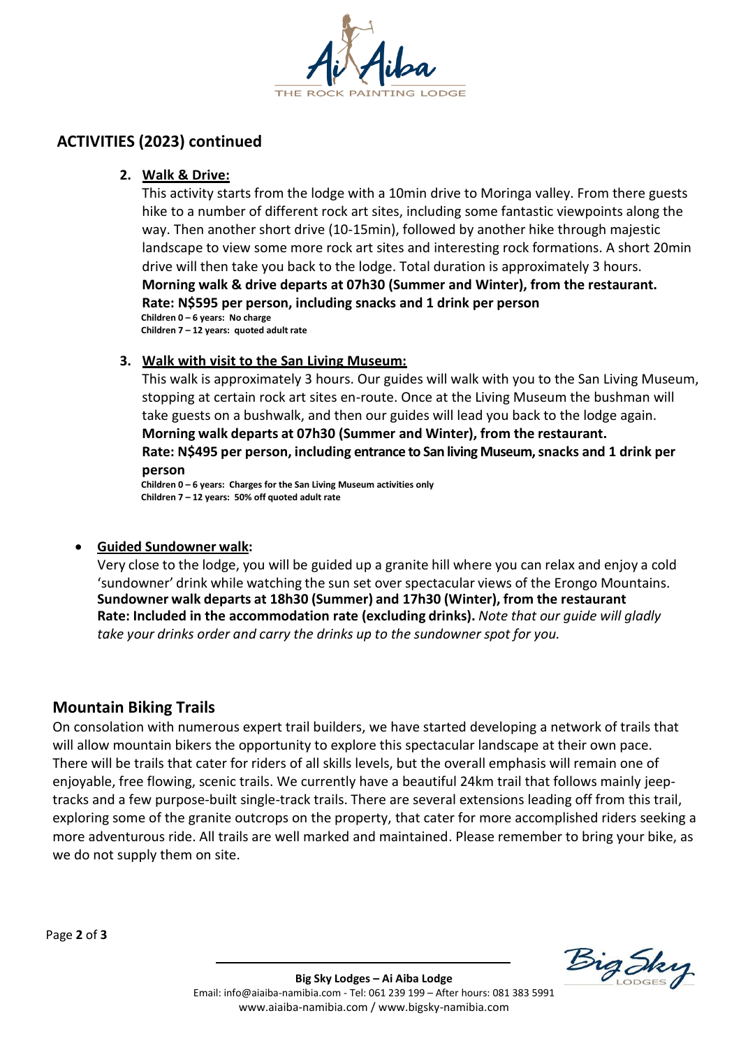## ACTIVITIES (2023) continued

2. **Walk & Drive:**

   This activity starts from the lodge with a 10min drive to Moringa valley. From there guests hike to a number of different rock art sites, including some fantastic viewpoints along the way. Then another short drive (10-15min), followed by another hike through majestic landscape to view some more rock art sites and interesting rock formations. A short 20min drive will then take you back to the lodge. Total duration is approximately 3 hours.
   **Morning walk & drive departs at 07h30 (Summer and Winter), from the restaurant.**
   **Rate: N$595 per person, including snacks and 1 drink per person**
   **Children 0 – 6 years: No charge**
   **Children 7 – 12 years: quoted adult rate**

3. **Walk with visit to the San Living Museum:**

   This walk is approximately 3 hours. Our guides will walk with you to the San Living Museum, stopping at certain rock art sites en-route. Once at the Living Museum the bushman will take guests on a bushwalk, and then our guides will lead you back to the lodge again.
   **Morning walk departs at 07h30 (Summer and Winter), from the restaurant.**
   **Rate: N$495 per person, including entrance to San living Museum, snacks and 1 drink per person**
   **Children 0 – 6 years: Charges for the San Living Museum activities only**
   **Children 7 – 12 years: 50% off quoted adult rate**

- **Guided Sundowner walk:**

  Very close to the lodge, you will be guided up a granite hill where you can relax and enjoy a cold 'sundowner' drink while watching the sun set over spectacular views of the Erongo Mountains.
  **Sundowner walk departs at 18h30 (Summer) and 17h30 (Winter), from the restaurant**
  **Rate: Included in the accommodation rate (excluding drinks).** *Note that our guide will gladly take your drinks order and carry the drinks up to the sundowner spot for you.*

## Mountain Biking Trails

On consolation with numerous expert trail builders, we have started developing a network of trails that will allow mountain bikers the opportunity to explore this spectacular landscape at their own pace. There will be trails that cater for riders of all skills levels, but the overall emphasis will remain one of enjoyable, free flowing, scenic trails. We currently have a beautiful 24km trail that follows mainly jeep-tracks and a few purpose-built single-track trails. There are several extensions leading off from this trail, exploring some of the granite outcrops on the property, that cater for more accomplished riders seeking a more adventurous ride. All trails are well marked and maintained. Please remember to bring your bike, as we do not supply them on site.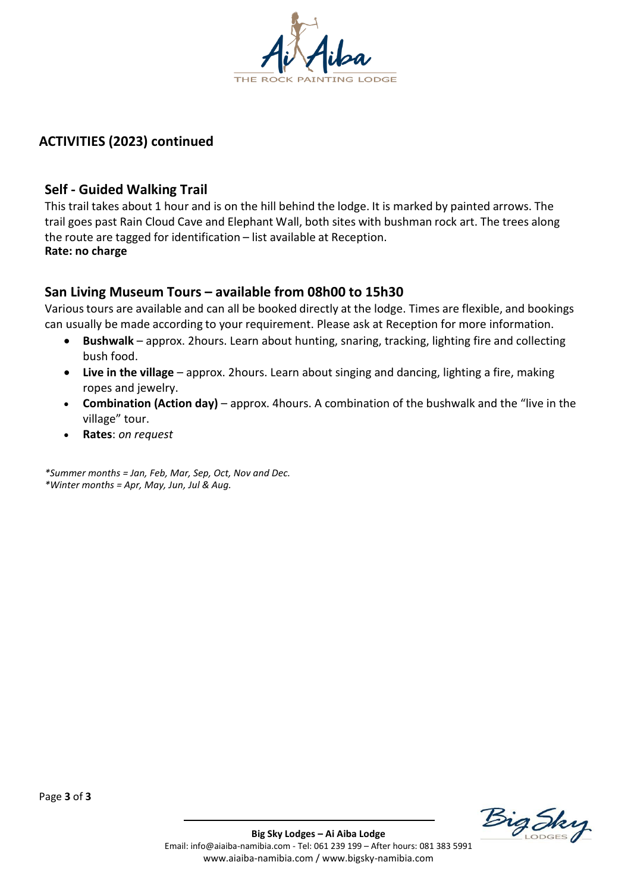## ACTIVITIES (2023) continued

### Self - Guided Walking Trail

This trail takes about 1 hour and is on the hill behind the lodge. It is marked by painted arrows. The trail goes past Rain Cloud Cave and Elephant Wall, both sites with bushman rock art. The trees along the route are tagged for identification – list available at Reception.
**Rate: no charge**

### San Living Museum Tours – available from 08h00 to 15h30

Various tours are available and can all be booked directly at the lodge. Times are flexible, and bookings can usually be made according to your requirement. Please ask at Reception for more information.

- **Bushwalk** – approx. 2hours. Learn about hunting, snaring, tracking, lighting fire and collecting bush food.
- **Live in the village** – approx. 2hours. Learn about singing and dancing, lighting a fire, making ropes and jewelry.
- **Combination (Action day)** – approx. 4hours. A combination of the bushwalk and the "live in the village" tour.
- **Rates**: *on request*

**Summer months = Jan, Feb, Mar, Sep, Oct, Nov and Dec.*
**Winter months = Apr, May, Jun, Jul & Aug.*

**Big Sky Lodges – Ai Aiba Lodge**
Email: info@aiaiba-namibia.com - Tel: 061 239 199 – After hours: 081 383 5991
www.aiaiba-namibia.com / www.bigsky-namibia.com